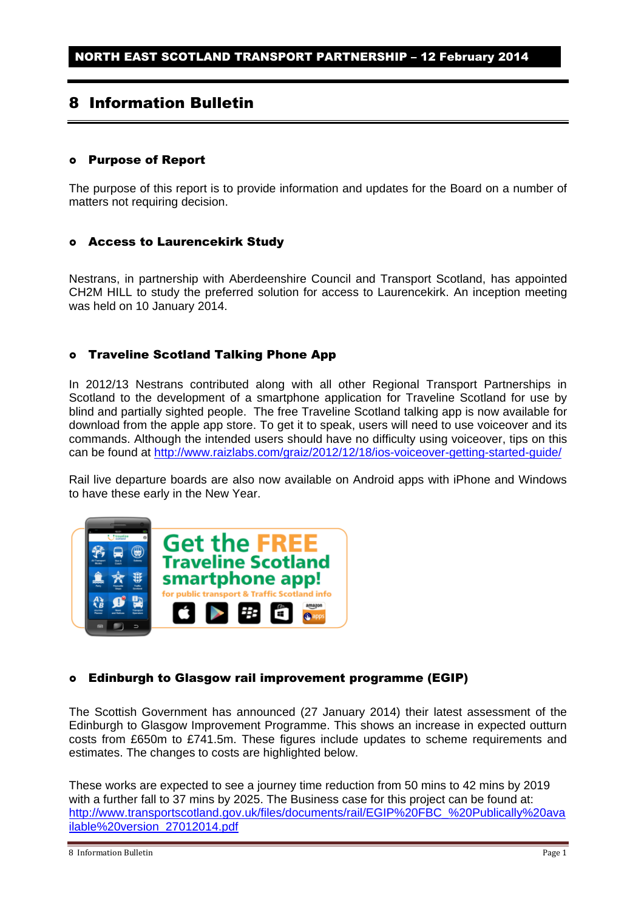NORTH EAST SCOTLAND TRANSPORT PARTNERSHIP – 12 February 2014

# 8 Information Bulletin

- **Purpose of Report**

The purpose of this report is to provide information and updates for the Board on a number of matters not requiring decision.

- **Access to Laurencekirk Study**

Nestrans, in partnership with Aberdeenshire Council and Transport Scotland, has appointed CH2M HILL to study the preferred solution for access to Laurencekirk. An inception meeting was held on 10 January 2014.

- **Traveline Scotland Talking Phone App**

In 2012/13 Nestrans contributed along with all other Regional Transport Partnerships in Scotland to the development of a smartphone application for Traveline Scotland for use by blind and partially sighted people. The free Traveline Scotland talking app is now available for download from the apple app store. To get it to speak, users will need to use voiceover and its commands. Although the intended users should have no difficulty using voiceover, tips on this can be found at http://www.raizlabs.com/graiz/2012/12/18/ios-voiceover-getting-started-guide/

Rail live departure boards are also now available on Android apps with iPhone and Windows to have these early in the New Year.

Get the FREE Traveline Scotland smartphone app! for public transport & Traffic Scotland info

- **Edinburgh to Glasgow rail improvement programme (EGIP)**

The Scottish Government has announced (27 January 2014) their latest assessment of the Edinburgh to Glasgow Improvement Programme. This shows an increase in expected outturn costs from £650m to £741.5m. These figures include updates to scheme requirements and estimates. The changes to costs are highlighted below.

These works are expected to see a journey time reduction from 50 mins to 42 mins by 2019 with a further fall to 37 mins by 2025. The Business case for this project can be found at: http://www.transportscotland.gov.uk/files/documents/rail/EGIP%20FBC_%20Publically%20available%20version_27012014.pdf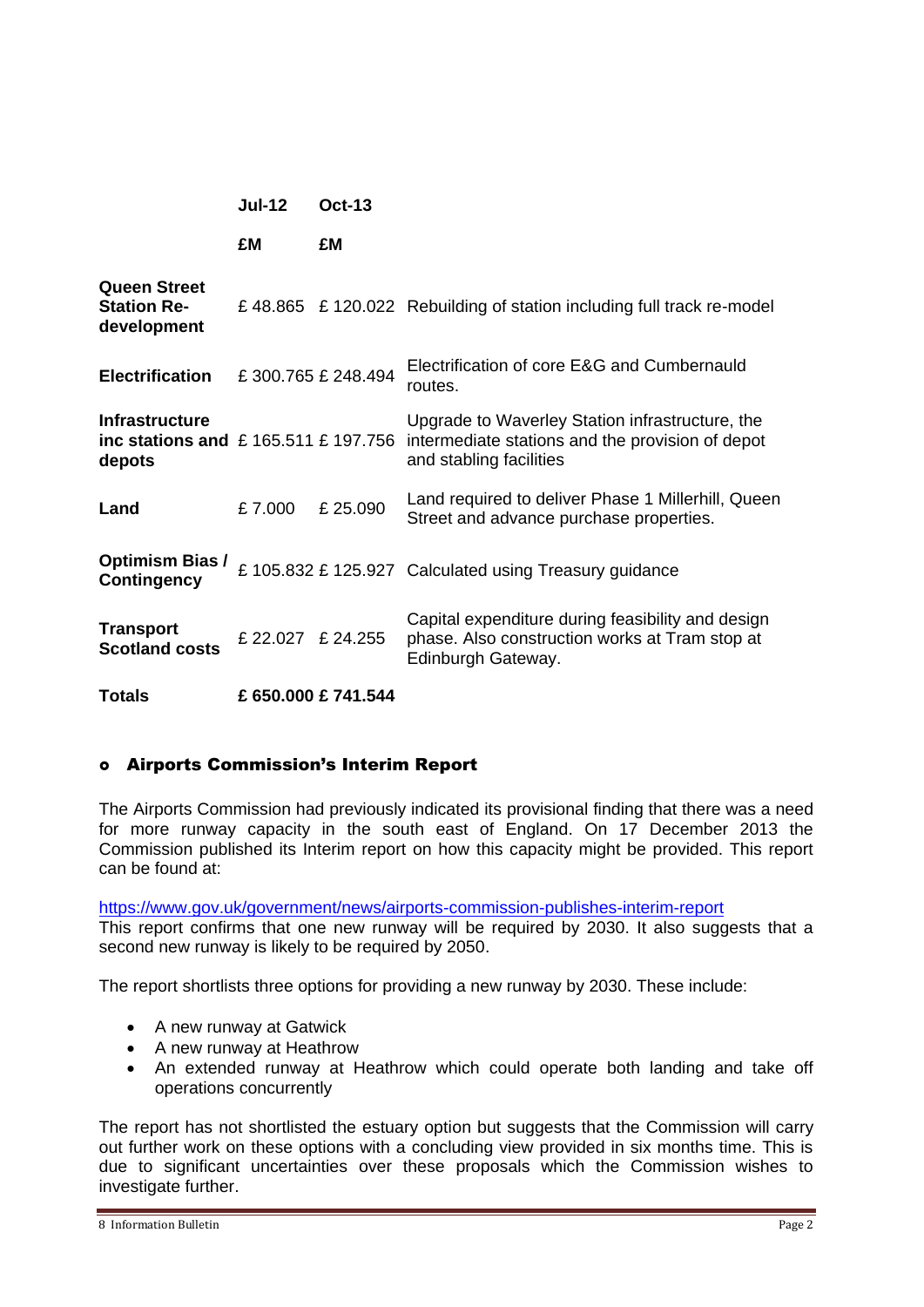| | Jul-12 | Oct-13 | |
|---|---|---|---|
| | £M | £M | |
| **Queen Street Station Re-development** | £ 48.865 | £ 120.022 | Rebuilding of station including full track re-model |
| **Electrification** | £ 300.765 | £ 248.494 | Electrification of core E&G and Cumbernauld routes. |
| **Infrastructure inc stations and depots** | £ 165.511 | £ 197.756 | Upgrade to Waverley Station infrastructure, the intermediate stations and the provision of depot and stabling facilities |
| **Land** | £ 7.000 | £ 25.090 | Land required to deliver Phase 1 Millerhill, Queen Street and advance purchase properties. |
| **Optimism Bias / Contingency** | £ 105.832 | £ 125.927 | Calculated using Treasury guidance |
| **Transport Scotland costs** | £ 22.027 | £ 24.255 | Capital expenditure during feasibility and design phase. Also construction works at Tram stop at Edinburgh Gateway. |
| **Totals** | **£ 650.000** | **£ 741.544** | |

- **Airports Commission's Interim Report**

The Airports Commission had previously indicated its provisional finding that there was a need for more runway capacity in the south east of England. On 17 December 2013 the Commission published its Interim report on how this capacity might be provided. This report can be found at:

https://www.gov.uk/government/news/airports-commission-publishes-interim-report
This report confirms that one new runway will be required by 2030. It also suggests that a second new runway is likely to be required by 2050.

The report shortlists three options for providing a new runway by 2030. These include:

- A new runway at Gatwick
- A new runway at Heathrow
- An extended runway at Heathrow which could operate both landing and take off operations concurrently

The report has not shortlisted the estuary option but suggests that the Commission will carry out further work on these options with a concluding view provided in six months time. This is due to significant uncertainties over these proposals which the Commission wishes to investigate further.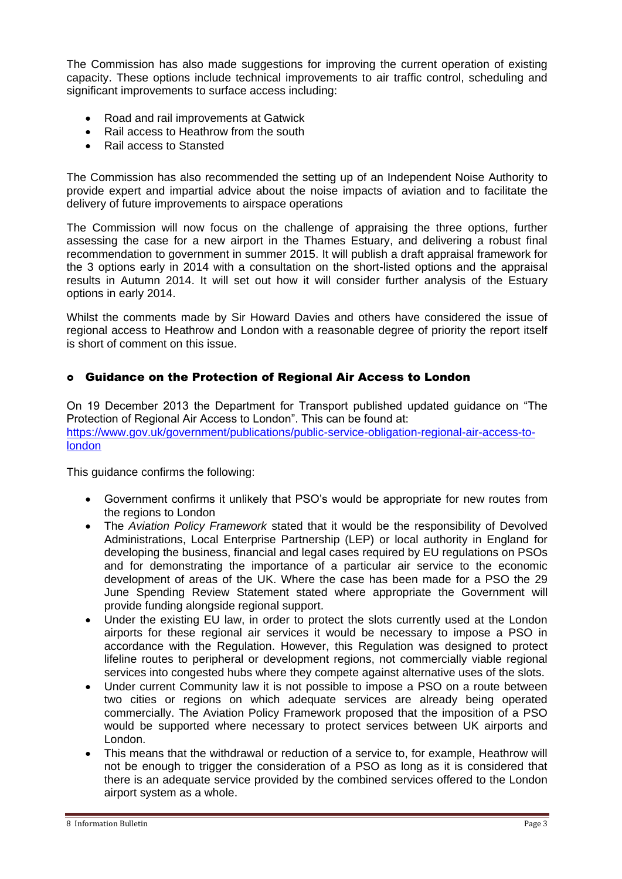The Commission has also made suggestions for improving the current operation of existing capacity. These options include technical improvements to air traffic control, scheduling and significant improvements to surface access including:

- Road and rail improvements at Gatwick
- Rail access to Heathrow from the south
- Rail access to Stansted

The Commission has also recommended the setting up of an Independent Noise Authority to provide expert and impartial advice about the noise impacts of aviation and to facilitate the delivery of future improvements to airspace operations

The Commission will now focus on the challenge of appraising the three options, further assessing the case for a new airport in the Thames Estuary, and delivering a robust final recommendation to government in summer 2015. It will publish a draft appraisal framework for the 3 options early in 2014 with a consultation on the short-listed options and the appraisal results in Autumn 2014. It will set out how it will consider further analysis of the Estuary options in early 2014.

Whilst the comments made by Sir Howard Davies and others have considered the issue of regional access to Heathrow and London with a reasonable degree of priority the report itself is short of comment on this issue.

## Guidance on the Protection of Regional Air Access to London

On 19 December 2013 the Department for Transport published updated guidance on "The Protection of Regional Air Access to London". This can be found at:
[https://www.gov.uk/government/publications/public-service-obligation-regional-air-access-to-london](https://www.gov.uk/government/publications/public-service-obligation-regional-air-access-to-london)

This guidance confirms the following:

- Government confirms it unlikely that PSO's would be appropriate for new routes from the regions to London
- The *Aviation Policy Framework* stated that it would be the responsibility of Devolved Administrations, Local Enterprise Partnership (LEP) or local authority in England for developing the business, financial and legal cases required by EU regulations on PSOs and for demonstrating the importance of a particular air service to the economic development of areas of the UK. Where the case has been made for a PSO the 29 June Spending Review Statement stated where appropriate the Government will provide funding alongside regional support.
- Under the existing EU law, in order to protect the slots currently used at the London airports for these regional air services it would be necessary to impose a PSO in accordance with the Regulation. However, this Regulation was designed to protect lifeline routes to peripheral or development regions, not commercially viable regional services into congested hubs where they compete against alternative uses of the slots.
- Under current Community law it is not possible to impose a PSO on a route between two cities or regions on which adequate services are already being operated commercially. The Aviation Policy Framework proposed that the imposition of a PSO would be supported where necessary to protect services between UK airports and London.
- This means that the withdrawal or reduction of a service to, for example, Heathrow will not be enough to trigger the consideration of a PSO as long as it is considered that there is an adequate service provided by the combined services offered to the London airport system as a whole.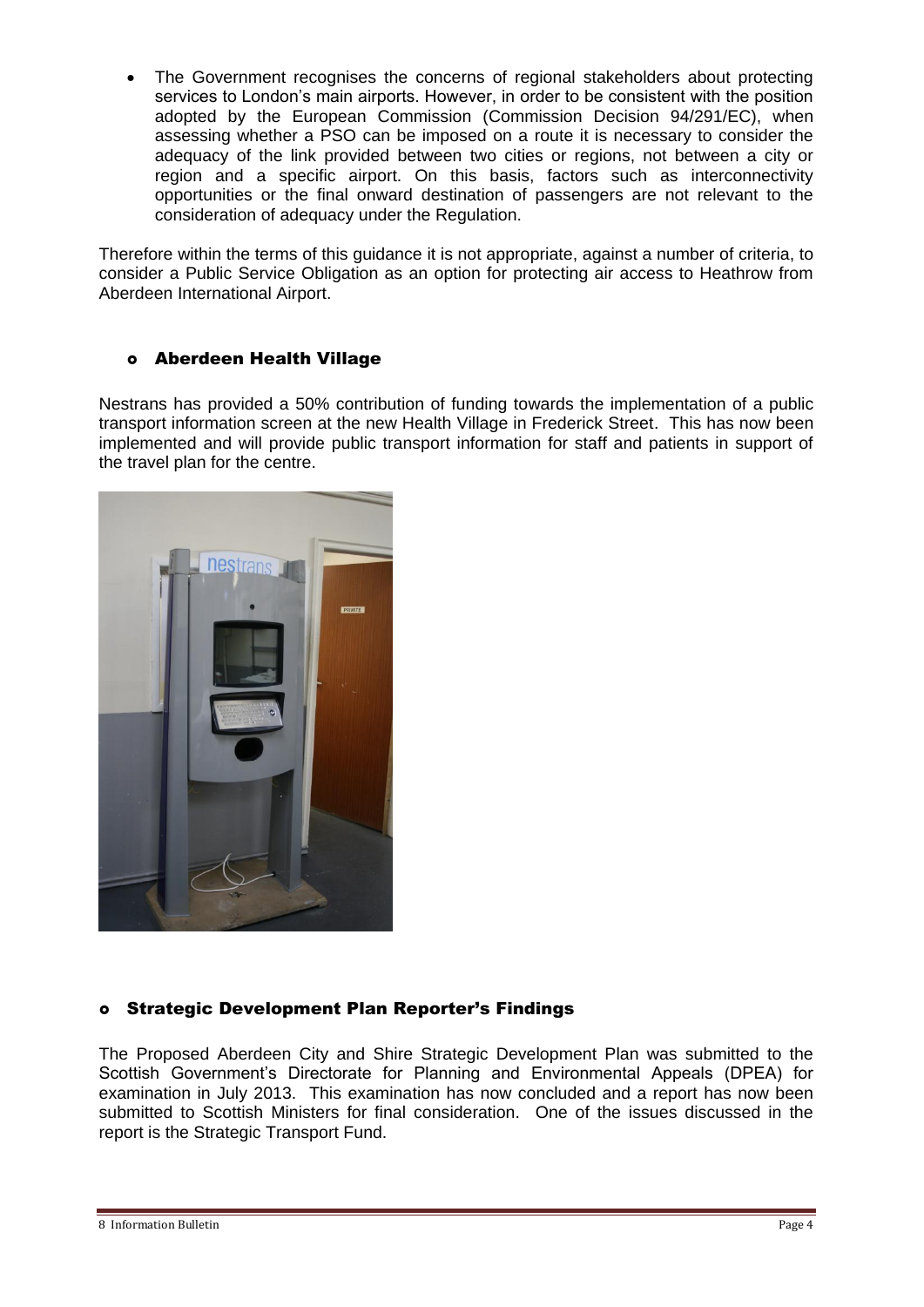- The Government recognises the concerns of regional stakeholders about protecting services to London's main airports. However, in order to be consistent with the position adopted by the European Commission (Commission Decision 94/291/EC), when assessing whether a PSO can be imposed on a route it is necessary to consider the adequacy of the link provided between two cities or regions, not between a city or region and a specific airport. On this basis, factors such as interconnectivity opportunities or the final onward destination of passengers are not relevant to the consideration of adequacy under the Regulation.

Therefore within the terms of this guidance it is not appropriate, against a number of criteria, to consider a Public Service Obligation as an option for protecting air access to Heathrow from Aberdeen International Airport.

## Aberdeen Health Village

Nestrans has provided a 50% contribution of funding towards the implementation of a public transport information screen at the new Health Village in Frederick Street. This has now been implemented and will provide public transport information for staff and patients in support of the travel plan for the centre.

## Strategic Development Plan Reporter's Findings

The Proposed Aberdeen City and Shire Strategic Development Plan was submitted to the Scottish Government's Directorate for Planning and Environmental Appeals (DPEA) for examination in July 2013. This examination has now concluded and a report has now been submitted to Scottish Ministers for final consideration. One of the issues discussed in the report is the Strategic Transport Fund.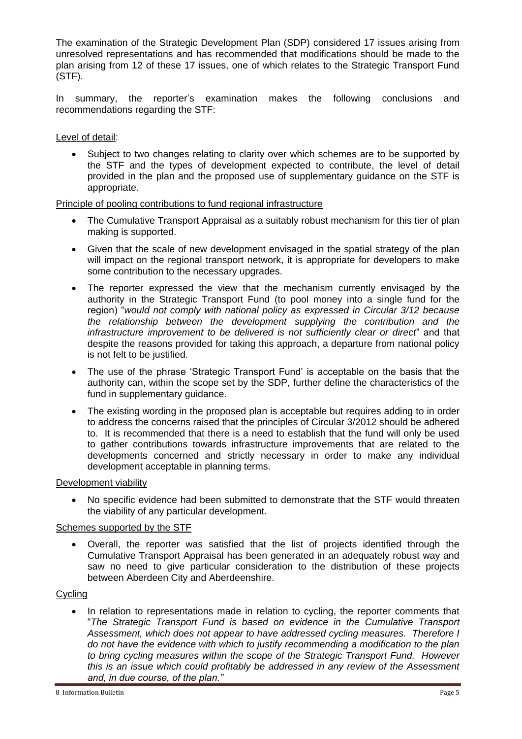The examination of the Strategic Development Plan (SDP) considered 17 issues arising from unresolved representations and has recommended that modifications should be made to the plan arising from 12 of these 17 issues, one of which relates to the Strategic Transport Fund (STF).

In summary, the reporter's examination makes the following conclusions and recommendations regarding the STF:

Level of detail:

- Subject to two changes relating to clarity over which schemes are to be supported by the STF and the types of development expected to contribute, the level of detail provided in the plan and the proposed use of supplementary guidance on the STF is appropriate.

Principle of pooling contributions to fund regional infrastructure

- The Cumulative Transport Appraisal as a suitably robust mechanism for this tier of plan making is supported.
- Given that the scale of new development envisaged in the spatial strategy of the plan will impact on the regional transport network, it is appropriate for developers to make some contribution to the necessary upgrades.
- The reporter expressed the view that the mechanism currently envisaged by the authority in the Strategic Transport Fund (to pool money into a single fund for the region) "*would not comply with national policy as expressed in Circular 3/12 because the relationship between the development supplying the contribution and the infrastructure improvement to be delivered is not sufficiently clear or direct*" and that despite the reasons provided for taking this approach, a departure from national policy is not felt to be justified.
- The use of the phrase 'Strategic Transport Fund' is acceptable on the basis that the authority can, within the scope set by the SDP, further define the characteristics of the fund in supplementary guidance.
- The existing wording in the proposed plan is acceptable but requires adding to in order to address the concerns raised that the principles of Circular 3/2012 should be adhered to. It is recommended that there is a need to establish that the fund will only be used to gather contributions towards infrastructure improvements that are related to the developments concerned and strictly necessary in order to make any individual development acceptable in planning terms.

Development viability

- No specific evidence had been submitted to demonstrate that the STF would threaten the viability of any particular development.

Schemes supported by the STF

- Overall, the reporter was satisfied that the list of projects identified through the Cumulative Transport Appraisal has been generated in an adequately robust way and saw no need to give particular consideration to the distribution of these projects between Aberdeen City and Aberdeenshire.

Cycling

- In relation to representations made in relation to cycling, the reporter comments that "*The Strategic Transport Fund is based on evidence in the Cumulative Transport Assessment, which does not appear to have addressed cycling measures. Therefore I do not have the evidence with which to justify recommending a modification to the plan to bring cycling measures within the scope of the Strategic Transport Fund. However this is an issue which could profitably be addressed in any review of the Assessment and, in due course, of the plan.*"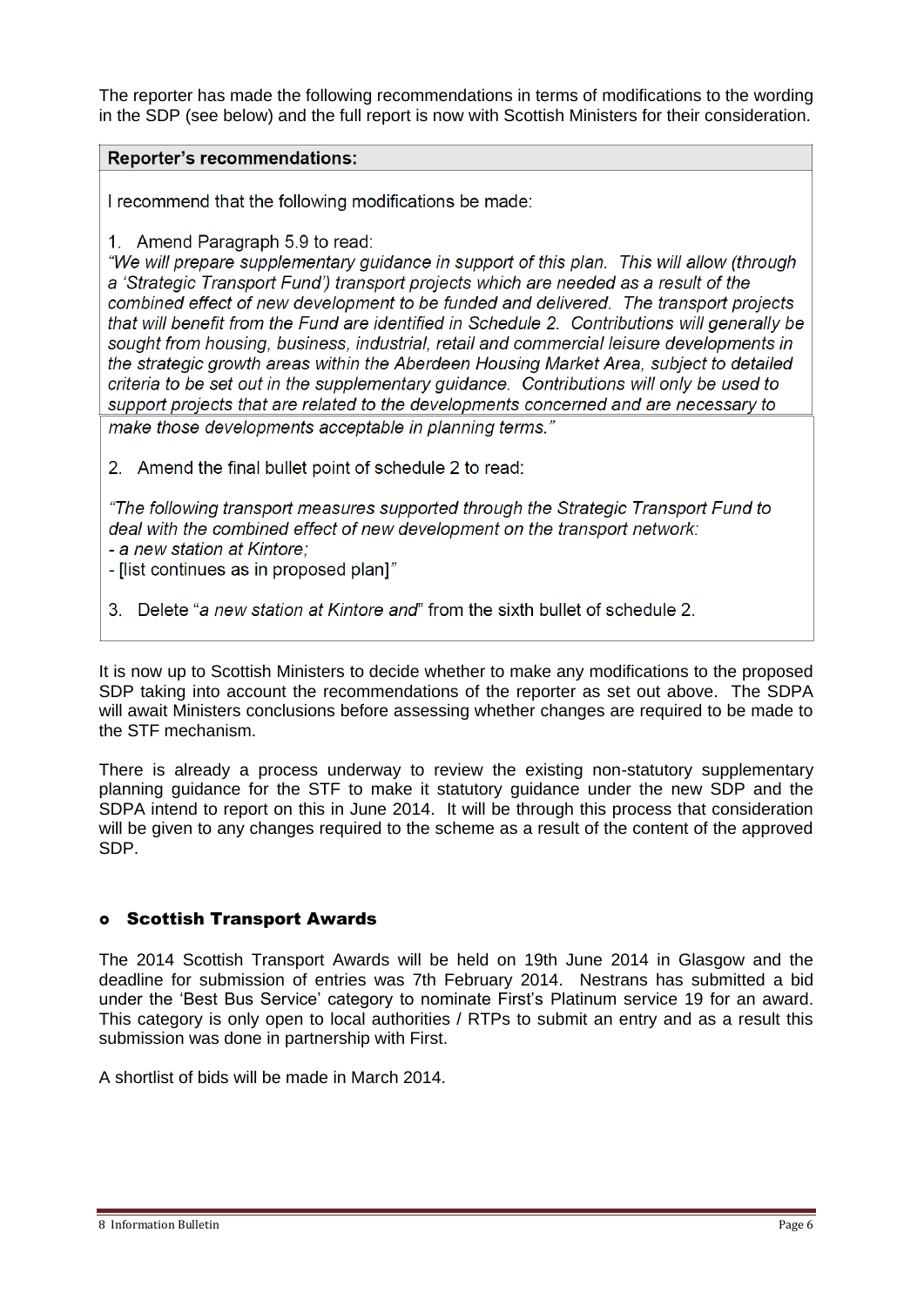The reporter has made the following recommendations in terms of modifications to the wording in the SDP (see below) and the full report is now with Scottish Ministers for their consideration.

> **Reporter's recommendations:**
>
> I recommend that the following modifications be made:
>
> 1. Amend Paragraph 5.9 to read:
>
> *"We will prepare supplementary guidance in support of this plan. This will allow (through a 'Strategic Transport Fund') transport projects which are needed as a result of the combined effect of new development to be funded and delivered. The transport projects that will benefit from the Fund are identified in Schedule 2. Contributions will generally be sought from housing, business, industrial, retail and commercial leisure developments in the strategic growth areas within the Aberdeen Housing Market Area, subject to detailed criteria to be set out in the supplementary guidance. Contributions will only be used to support projects that are related to the developments concerned and are necessary to make those developments acceptable in planning terms."*
>
> 2. Amend the final bullet point of schedule 2 to read:
>
> *"The following transport measures supported through the Strategic Transport Fund to deal with the combined effect of new development on the transport network:*
> *- a new station at Kintore;*
> - [list continues as in proposed plan]"
>
> 3. Delete "*a new station at Kintore and*" from the sixth bullet of schedule 2.

It is now up to Scottish Ministers to decide whether to make any modifications to the proposed SDP taking into account the recommendations of the reporter as set out above. The SDPA will await Ministers conclusions before assessing whether changes are required to be made to the STF mechanism.

There is already a process underway to review the existing non-statutory supplementary planning guidance for the STF to make it statutory guidance under the new SDP and the SDPA intend to report on this in June 2014. It will be through this process that consideration will be given to any changes required to the scheme as a result of the content of the approved SDP.

- **Scottish Transport Awards**

The 2014 Scottish Transport Awards will be held on 19th June 2014 in Glasgow and the deadline for submission of entries was 7th February 2014. Nestrans has submitted a bid under the 'Best Bus Service' category to nominate First's Platinum service 19 for an award. This category is only open to local authorities / RTPs to submit an entry and as a result this submission was done in partnership with First.

A shortlist of bids will be made in March 2014.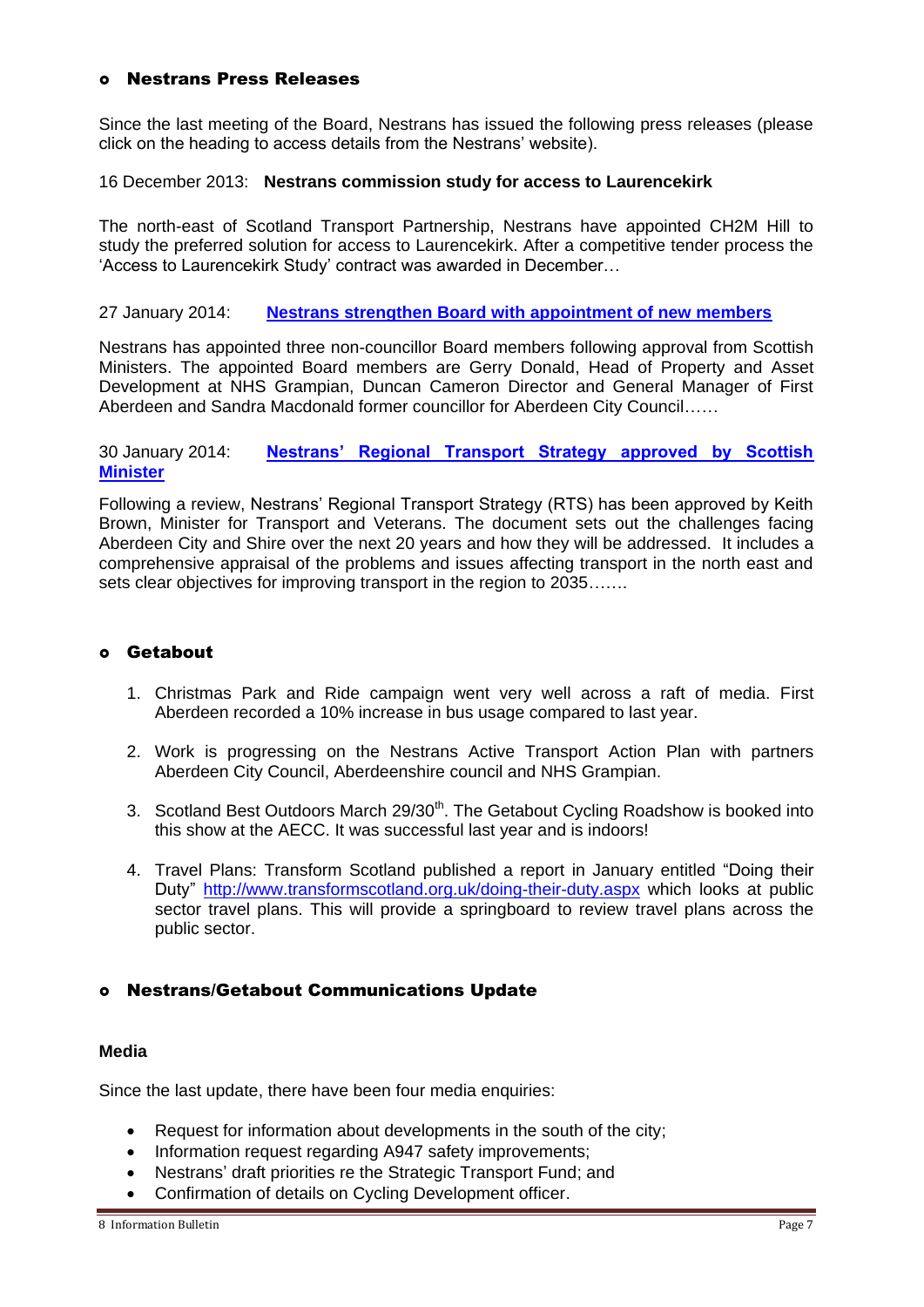- **Nestrans Press Releases**

Since the last meeting of the Board, Nestrans has issued the following press releases (please click on the heading to access details from the Nestrans' website).

16 December 2013: **Nestrans commission study for access to Laurencekirk**

The north-east of Scotland Transport Partnership, Nestrans have appointed CH2M Hill to study the preferred solution for access to Laurencekirk. After a competitive tender process the 'Access to Laurencekirk Study' contract was awarded in December…

27 January 2014: **Nestrans strengthen Board with appointment of new members**

Nestrans has appointed three non-councillor Board members following approval from Scottish Ministers. The appointed Board members are Gerry Donald, Head of Property and Asset Development at NHS Grampian, Duncan Cameron Director and General Manager of First Aberdeen and Sandra Macdonald former councillor for Aberdeen City Council……

30 January 2014: **Nestrans' Regional Transport Strategy approved by Scottish Minister**

Following a review, Nestrans' Regional Transport Strategy (RTS) has been approved by Keith Brown, Minister for Transport and Veterans. The document sets out the challenges facing Aberdeen City and Shire over the next 20 years and how they will be addressed. It includes a comprehensive appraisal of the problems and issues affecting transport in the north east and sets clear objectives for improving transport in the region to 2035…….

- **Getabout**

1. Christmas Park and Ride campaign went very well across a raft of media. First Aberdeen recorded a 10% increase in bus usage compared to last year.
2. Work is progressing on the Nestrans Active Transport Action Plan with partners Aberdeen City Council, Aberdeenshire council and NHS Grampian.
3. Scotland Best Outdoors March 29/30th. The Getabout Cycling Roadshow is booked into this show at the AECC. It was successful last year and is indoors!
4. Travel Plans: Transform Scotland published a report in January entitled "Doing their Duty" http://www.transformscotland.org.uk/doing-their-duty.aspx which looks at public sector travel plans. This will provide a springboard to review travel plans across the public sector.

- **Nestrans/Getabout Communications Update**

**Media**

Since the last update, there have been four media enquiries:

- Request for information about developments in the south of the city;
- Information request regarding A947 safety improvements;
- Nestrans' draft priorities re the Strategic Transport Fund; and
- Confirmation of details on Cycling Development officer.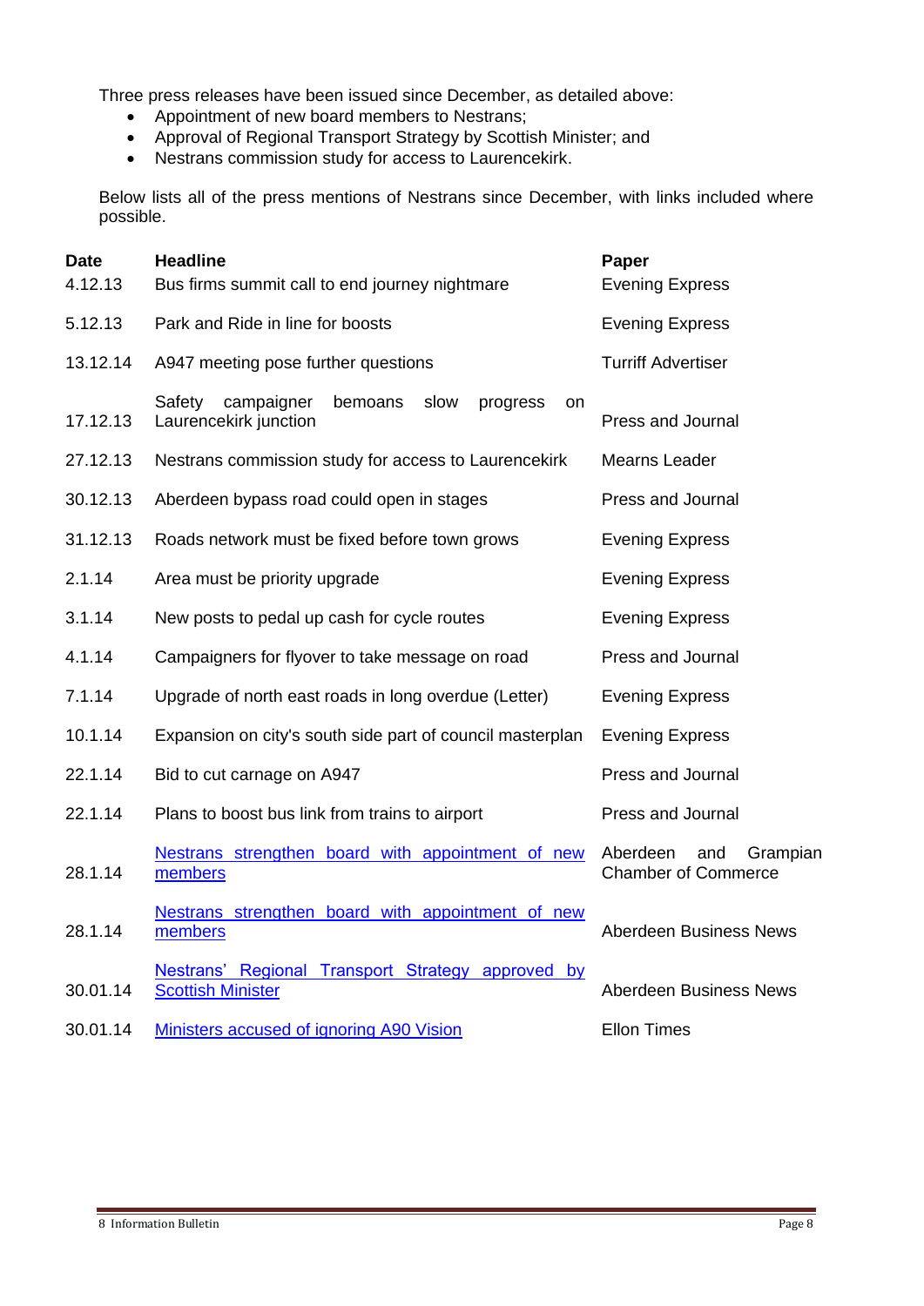Three press releases have been issued since December, as detailed above:

- Appointment of new board members to Nestrans;
- Approval of Regional Transport Strategy by Scottish Minister; and
- Nestrans commission study for access to Laurencekirk.

Below lists all of the press mentions of Nestrans since December, with links included where possible.

| Date | Headline | Paper |
|---|---|---|
| 4.12.13 | Bus firms summit call to end journey nightmare | Evening Express |
| 5.12.13 | Park and Ride in line for boosts | Evening Express |
| 13.12.14 | A947 meeting pose further questions | Turriff Advertiser |
| 17.12.13 | Safety campaigner bemoans slow progress on Laurencekirk junction | Press and Journal |
| 27.12.13 | Nestrans commission study for access to Laurencekirk | Mearns Leader |
| 30.12.13 | Aberdeen bypass road could open in stages | Press and Journal |
| 31.12.13 | Roads network must be fixed before town grows | Evening Express |
| 2.1.14 | Area must be priority upgrade | Evening Express |
| 3.1.14 | New posts to pedal up cash for cycle routes | Evening Express |
| 4.1.14 | Campaigners for flyover to take message on road | Press and Journal |
| 7.1.14 | Upgrade of north east roads in long overdue (Letter) | Evening Express |
| 10.1.14 | Expansion on city's south side part of council masterplan | Evening Express |
| 22.1.14 | Bid to cut carnage on A947 | Press and Journal |
| 22.1.14 | Plans to boost bus link from trains to airport | Press and Journal |
| 28.1.14 | Nestrans strengthen board with appointment of new members | Aberdeen and Grampian Chamber of Commerce |
| 28.1.14 | Nestrans strengthen board with appointment of new members | Aberdeen Business News |
| 30.01.14 | Nestrans' Regional Transport Strategy approved by Scottish Minister | Aberdeen Business News |
| 30.01.14 | Ministers accused of ignoring A90 Vision | Ellon Times |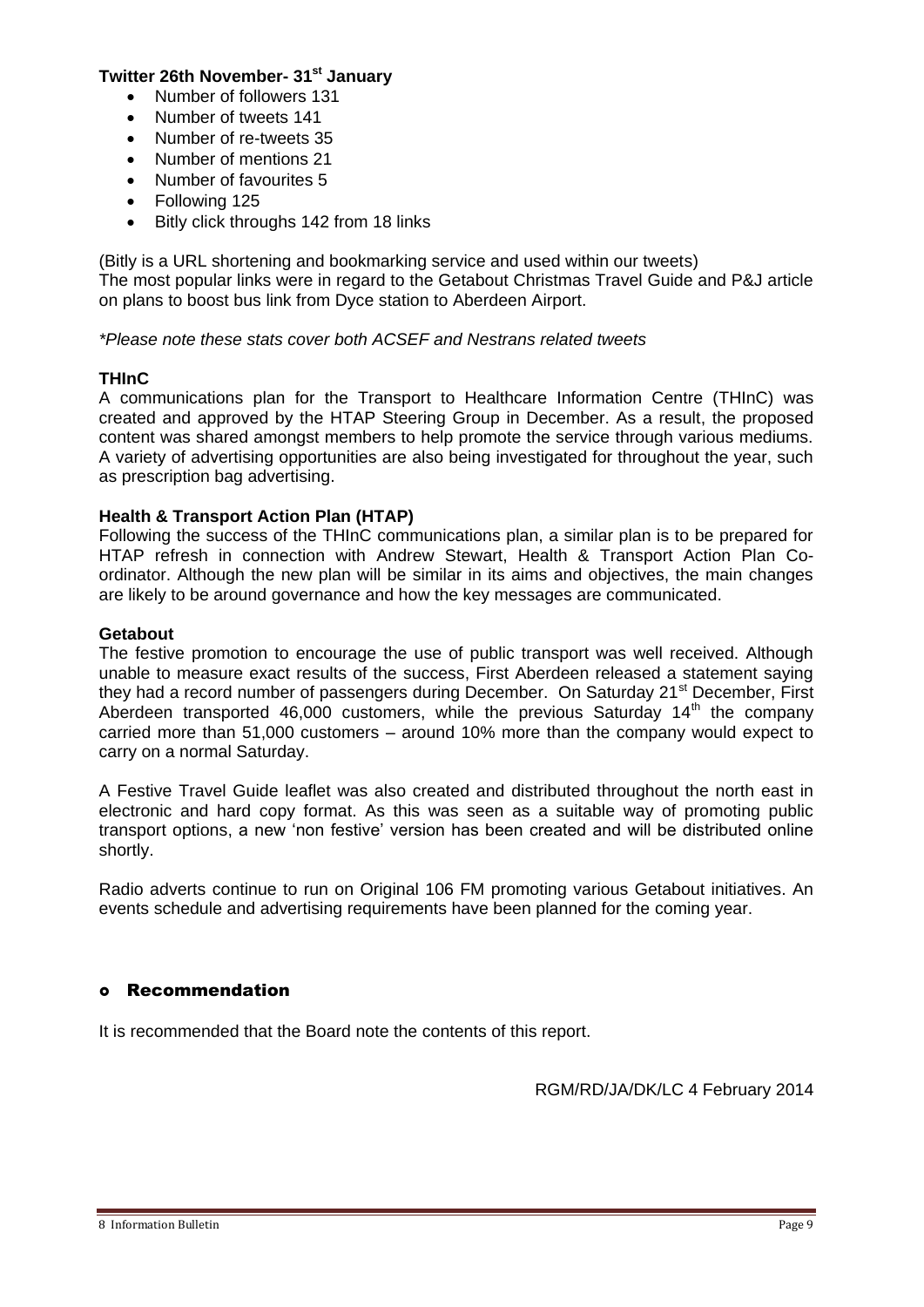**Twitter 26th November- 31st January**

- Number of followers 131
- Number of tweets 141
- Number of re-tweets 35
- Number of mentions 21
- Number of favourites 5
- Following 125
- Bitly click throughs 142 from 18 links

(Bitly is a URL shortening and bookmarking service and used within our tweets)
The most popular links were in regard to the Getabout Christmas Travel Guide and P&J article on plans to boost bus link from Dyce station to Aberdeen Airport.

*\*Please note these stats cover both ACSEF and Nestrans related tweets*

**THInC**

A communications plan for the Transport to Healthcare Information Centre (THInC) was created and approved by the HTAP Steering Group in December. As a result, the proposed content was shared amongst members to help promote the service through various mediums. A variety of advertising opportunities are also being investigated for throughout the year, such as prescription bag advertising.

**Health & Transport Action Plan (HTAP)**

Following the success of the THInC communications plan, a similar plan is to be prepared for HTAP refresh in connection with Andrew Stewart, Health & Transport Action Plan Co-ordinator. Although the new plan will be similar in its aims and objectives, the main changes are likely to be around governance and how the key messages are communicated.

**Getabout**

The festive promotion to encourage the use of public transport was well received. Although unable to measure exact results of the success, First Aberdeen released a statement saying they had a record number of passengers during December. On Saturday 21st December, First Aberdeen transported 46,000 customers, while the previous Saturday 14th the company carried more than 51,000 customers – around 10% more than the company would expect to carry on a normal Saturday.

A Festive Travel Guide leaflet was also created and distributed throughout the north east in electronic and hard copy format. As this was seen as a suitable way of promoting public transport options, a new 'non festive' version has been created and will be distributed online shortly.

Radio adverts continue to run on Original 106 FM promoting various Getabout initiatives. An events schedule and advertising requirements have been planned for the coming year.

## Recommendation

It is recommended that the Board note the contents of this report.

RGM/RD/JA/DK/LC 4 February 2014